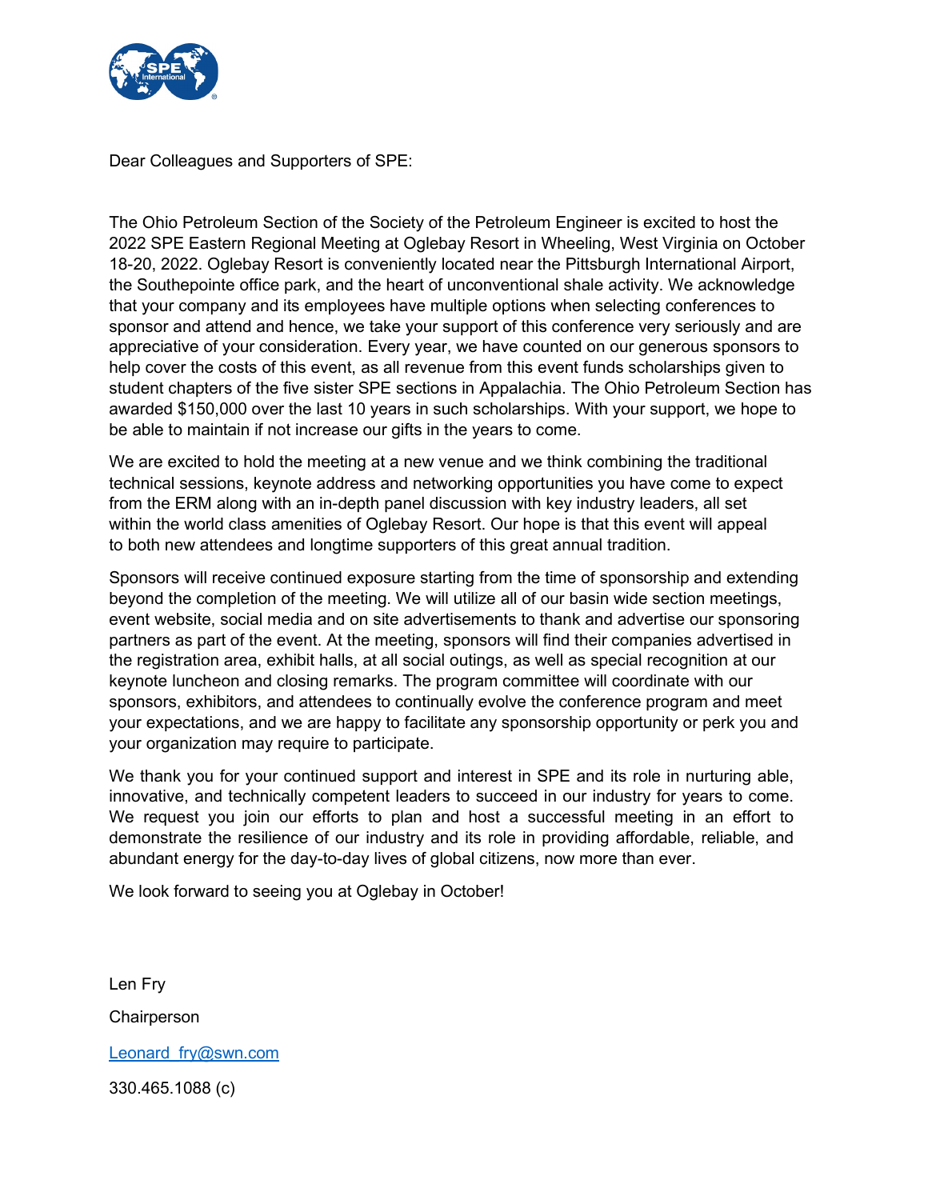Dear Colleagues and Supporters of SPE:

The Ohio Petroleum Section of the Society of the Petroleum Engineer is excited to host the 2022 SPE Eastern Regional Meeting at Oglebay Resort in Wheeling, West Virginia on October 18-20, 2022. Oglebay Resort is conveniently located near the Pittsburgh International Airport, the Southepointe office park, and the heart of unconventional shale activity. We acknowledge that your company and its employees have multiple options when selecting conferences to sponsor and attend and hence, we take your support of this conference very seriously and are appreciative of your consideration. Every year, we have counted on our generous sponsors to help cover the costs of this event, as all revenue from this event funds scholarships given to student chapters of the five sister SPE sections in Appalachia. The Ohio Petroleum Section has awarded $150,000 over the last 10 years in such scholarships. With your support, we hope to be able to maintain if not increase our gifts in the years to come.

We are excited to hold the meeting at a new venue and we think combining the traditional technical sessions, keynote address and networking opportunities you have come to expect from the ERM along with an in-depth panel discussion with key industry leaders, all set within the world class amenities of Oglebay Resort. Our hope is that this event will appeal to both new attendees and longtime supporters of this great annual tradition.

Sponsors will receive continued exposure starting from the time of sponsorship and extending beyond the completion of the meeting. We will utilize all of our basin wide section meetings, event website, social media and on site advertisements to thank and advertise our sponsoring partners as part of the event. At the meeting, sponsors will find their companies advertised in the registration area, exhibit halls, at all social outings, as well as special recognition at our keynote luncheon and closing remarks. The program committee will coordinate with our sponsors, exhibitors, and attendees to continually evolve the conference program and meet your expectations, and we are happy to facilitate any sponsorship opportunity or perk you and your organization may require to participate.

We thank you for your continued support and interest in SPE and its role in nurturing able, innovative, and technically competent leaders to succeed in our industry for years to come. We request you join our efforts to plan and host a successful meeting in an effort to demonstrate the resilience of our industry and its role in providing affordable, reliable, and abundant energy for the day-to-day lives of global citizens, now more than ever.

We look forward to seeing you at Oglebay in October!

Len Fry

Chairperson

Leonard_fry@swn.com

330.465.1088 (c)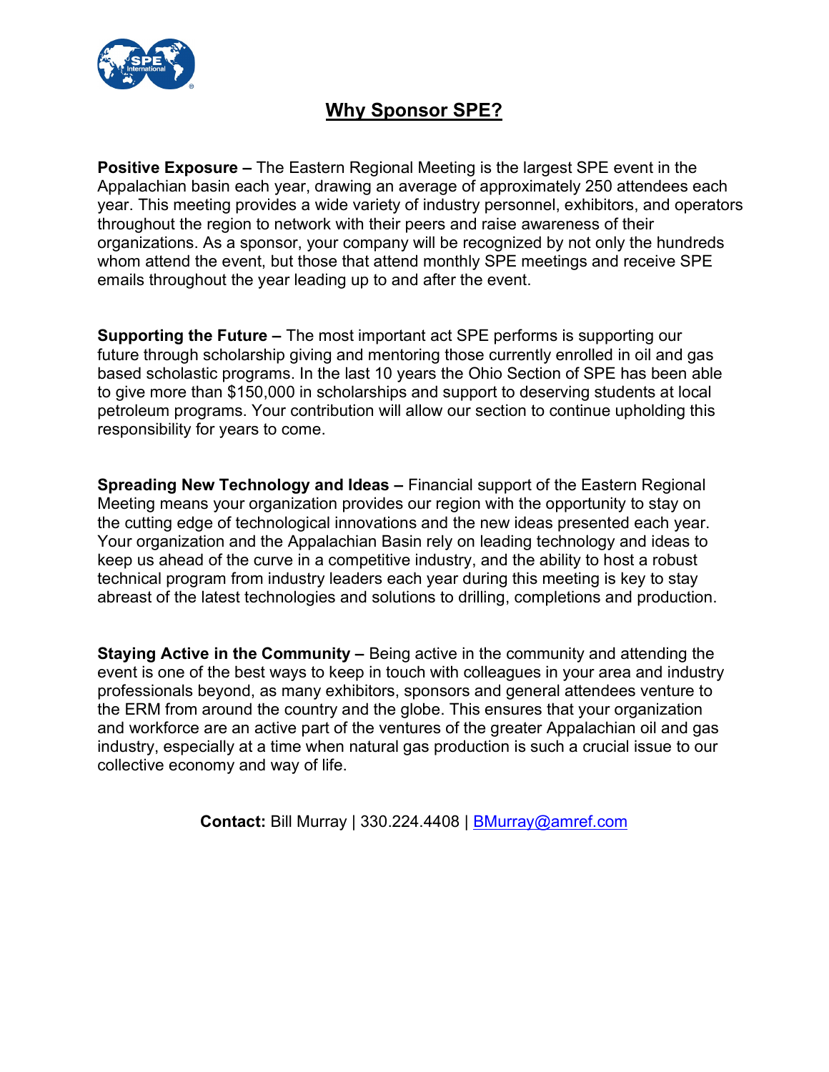# Why Sponsor SPE?

**Positive Exposure –** The Eastern Regional Meeting is the largest SPE event in the Appalachian basin each year, drawing an average of approximately 250 attendees each year. This meeting provides a wide variety of industry personnel, exhibitors, and operators throughout the region to network with their peers and raise awareness of their organizations. As a sponsor, your company will be recognized by not only the hundreds whom attend the event, but those that attend monthly SPE meetings and receive SPE emails throughout the year leading up to and after the event.

**Supporting the Future –** The most important act SPE performs is supporting our future through scholarship giving and mentoring those currently enrolled in oil and gas based scholastic programs. In the last 10 years the Ohio Section of SPE has been able to give more than $150,000 in scholarships and support to deserving students at local petroleum programs. Your contribution will allow our section to continue upholding this responsibility for years to come.

**Spreading New Technology and Ideas –** Financial support of the Eastern Regional Meeting means your organization provides our region with the opportunity to stay on the cutting edge of technological innovations and the new ideas presented each year. Your organization and the Appalachian Basin rely on leading technology and ideas to keep us ahead of the curve in a competitive industry, and the ability to host a robust technical program from industry leaders each year during this meeting is key to stay abreast of the latest technologies and solutions to drilling, completions and production.

**Staying Active in the Community –** Being active in the community and attending the event is one of the best ways to keep in touch with colleagues in your area and industry professionals beyond, as many exhibitors, sponsors and general attendees venture to the ERM from around the country and the globe. This ensures that your organization and workforce are an active part of the ventures of the greater Appalachian oil and gas industry, especially at a time when natural gas production is such a crucial issue to our collective economy and way of life.

**Contact:** Bill Murray | 330.224.4408 | BMurray@amref.com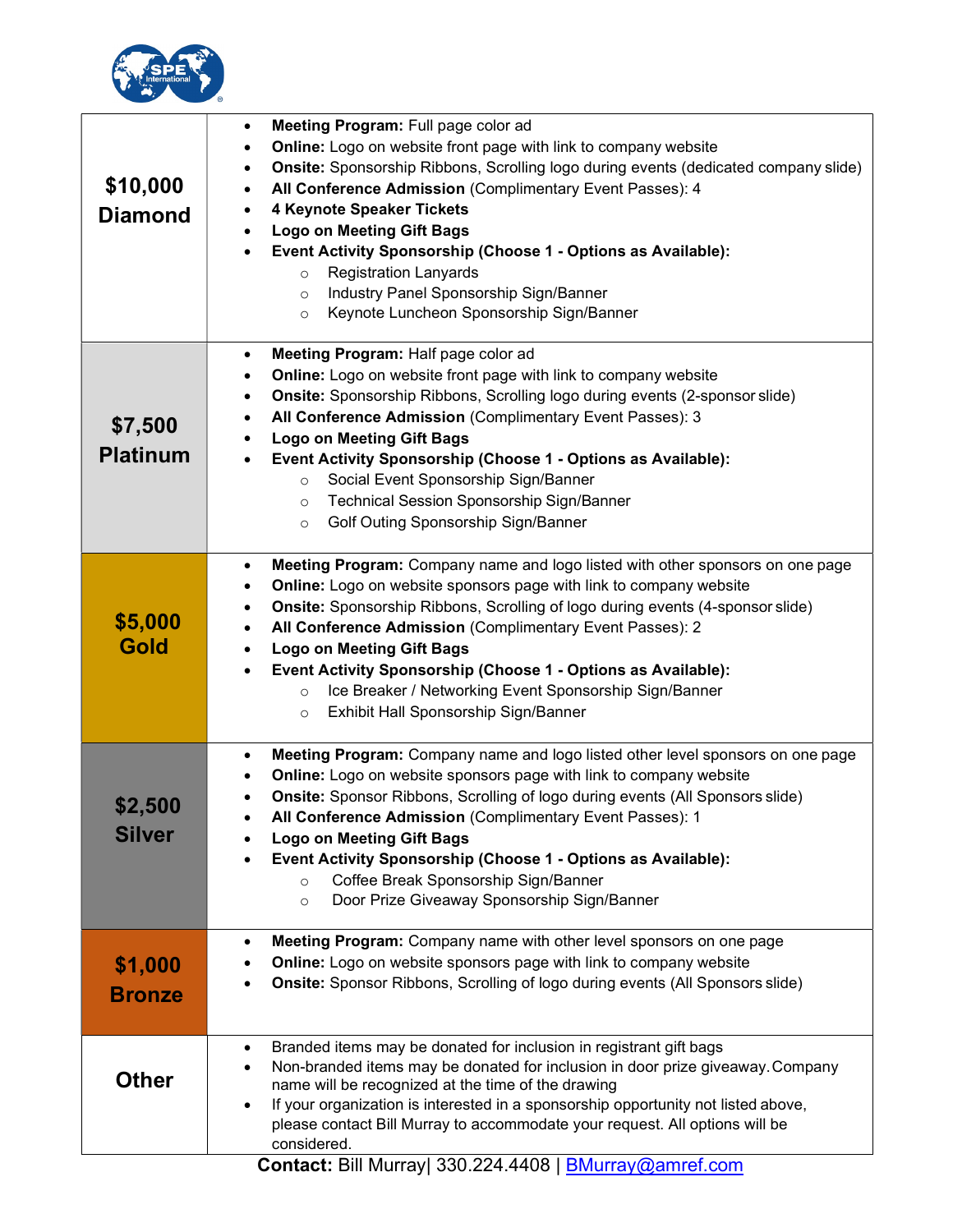| | |
|---|---|
| **$10,000 Diamond** | • **Meeting Program:** Full page color ad<br>• **Online:** Logo on website front page with link to company website<br>• **Onsite:** Sponsorship Ribbons, Scrolling logo during events (dedicated company slide)<br>• **All Conference Admission** (Complimentary Event Passes): 4<br>• **4 Keynote Speaker Tickets**<br>• **Logo on Meeting Gift Bags**<br>• **Event Activity Sponsorship (Choose 1 - Options as Available):**<br>&nbsp;&nbsp;&nbsp;&nbsp;○ Registration Lanyards<br>&nbsp;&nbsp;&nbsp;&nbsp;○ Industry Panel Sponsorship Sign/Banner<br>&nbsp;&nbsp;&nbsp;&nbsp;○ Keynote Luncheon Sponsorship Sign/Banner |
| **$7,500 Platinum** | • **Meeting Program:** Half page color ad<br>• **Online:** Logo on website front page with link to company website<br>• **Onsite:** Sponsorship Ribbons, Scrolling logo during events (2-sponsor slide)<br>• **All Conference Admission** (Complimentary Event Passes): 3<br>• **Logo on Meeting Gift Bags**<br>• **Event Activity Sponsorship (Choose 1 - Options as Available):**<br>&nbsp;&nbsp;&nbsp;&nbsp;○ Social Event Sponsorship Sign/Banner<br>&nbsp;&nbsp;&nbsp;&nbsp;○ Technical Session Sponsorship Sign/Banner<br>&nbsp;&nbsp;&nbsp;&nbsp;○ Golf Outing Sponsorship Sign/Banner |
| **$5,000 Gold** | • **Meeting Program:** Company name and logo listed with other sponsors on one page<br>• **Online:** Logo on website sponsors page with link to company website<br>• **Onsite:** Sponsorship Ribbons, Scrolling of logo during events (4-sponsor slide)<br>• **All Conference Admission** (Complimentary Event Passes): 2<br>• **Logo on Meeting Gift Bags**<br>• **Event Activity Sponsorship (Choose 1 - Options as Available):**<br>&nbsp;&nbsp;&nbsp;&nbsp;○ Ice Breaker / Networking Event Sponsorship Sign/Banner<br>&nbsp;&nbsp;&nbsp;&nbsp;○ Exhibit Hall Sponsorship Sign/Banner |
| **$2,500 Silver** | • **Meeting Program:** Company name and logo listed other level sponsors on one page<br>• **Online:** Logo on website sponsors page with link to company website<br>• **Onsite:** Sponsor Ribbons, Scrolling of logo during events (All Sponsors slide)<br>• **All Conference Admission** (Complimentary Event Passes): 1<br>• **Logo on Meeting Gift Bags**<br>• **Event Activity Sponsorship (Choose 1 - Options as Available):**<br>&nbsp;&nbsp;&nbsp;&nbsp;○ Coffee Break Sponsorship Sign/Banner<br>&nbsp;&nbsp;&nbsp;&nbsp;○ Door Prize Giveaway Sponsorship Sign/Banner |
| **$1,000 Bronze** | • **Meeting Program:** Company name with other level sponsors on one page<br>• **Online:** Logo on website sponsors page with link to company website<br>• **Onsite:** Sponsor Ribbons, Scrolling of logo during events (All Sponsors slide) |
| **Other** | • Branded items may be donated for inclusion in registrant gift bags<br>• Non-branded items may be donated for inclusion in door prize giveaway. Company name will be recognized at the time of the drawing<br>• If your organization is interested in a sponsorship opportunity not listed above, please contact Bill Murray to accommodate your request. All options will be considered. |

**Contact:** Bill Murray| 330.224.4408 | BMurray@amref.com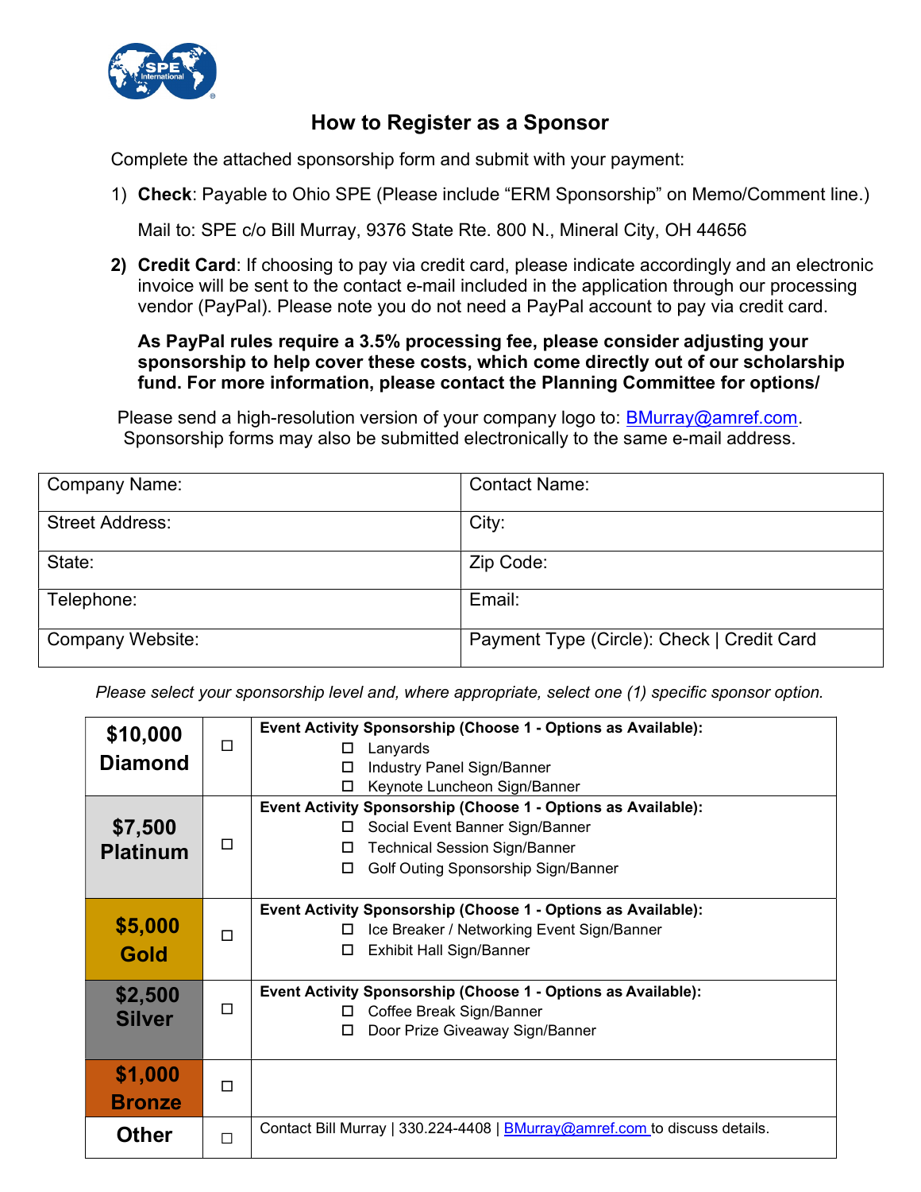# How to Register as a Sponsor

Complete the attached sponsorship form and submit with your payment:

1) **Check**: Payable to Ohio SPE (Please include "ERM Sponsorship" on Memo/Comment line.)

   Mail to: SPE c/o Bill Murray, 9376 State Rte. 800 N., Mineral City, OH 44656

2) **Credit Card**: If choosing to pay via credit card, please indicate accordingly and an electronic invoice will be sent to the contact e-mail included in the application through our processing vendor (PayPal). Please note you do not need a PayPal account to pay via credit card.

   **As PayPal rules require a 3.5% processing fee, please consider adjusting your sponsorship to help cover these costs, which come directly out of our scholarship fund. For more information, please contact the Planning Committee for options/**

Please send a high-resolution version of your company logo to: BMurray@amref.com. Sponsorship forms may also be submitted electronically to the same e-mail address.

| | |
|---|---|
| Company Name: | Contact Name: |
| Street Address: | City: |
| State: | Zip Code: |
| Telephone: | Email: |
| Company Website: | Payment Type (Circle): Check \| Credit Card |

*Please select your sponsorship level and, where appropriate, select one (1) specific sponsor option.*

| | | |
|---|---|---|
| **$10,000 Diamond** | ☐ | **Event Activity Sponsorship (Choose 1 - Options as Available):** ☐ Lanyards ☐ Industry Panel Sign/Banner ☐ Keynote Luncheon Sign/Banner |
| **$7,500 Platinum** | ☐ | **Event Activity Sponsorship (Choose 1 - Options as Available):** ☐ Social Event Banner Sign/Banner ☐ Technical Session Sign/Banner ☐ Golf Outing Sponsorship Sign/Banner |
| **$5,000 Gold** | ☐ | **Event Activity Sponsorship (Choose 1 - Options as Available):** ☐ Ice Breaker / Networking Event Sign/Banner ☐ Exhibit Hall Sign/Banner |
| **$2,500 Silver** | ☐ | **Event Activity Sponsorship (Choose 1 - Options as Available):** ☐ Coffee Break Sign/Banner ☐ Door Prize Giveaway Sign/Banner |
| **$1,000 Bronze** | ☐ | |
| **Other** | ☐ | Contact Bill Murray \| 330.224-4408 \| BMurray@amref.com to discuss details. |